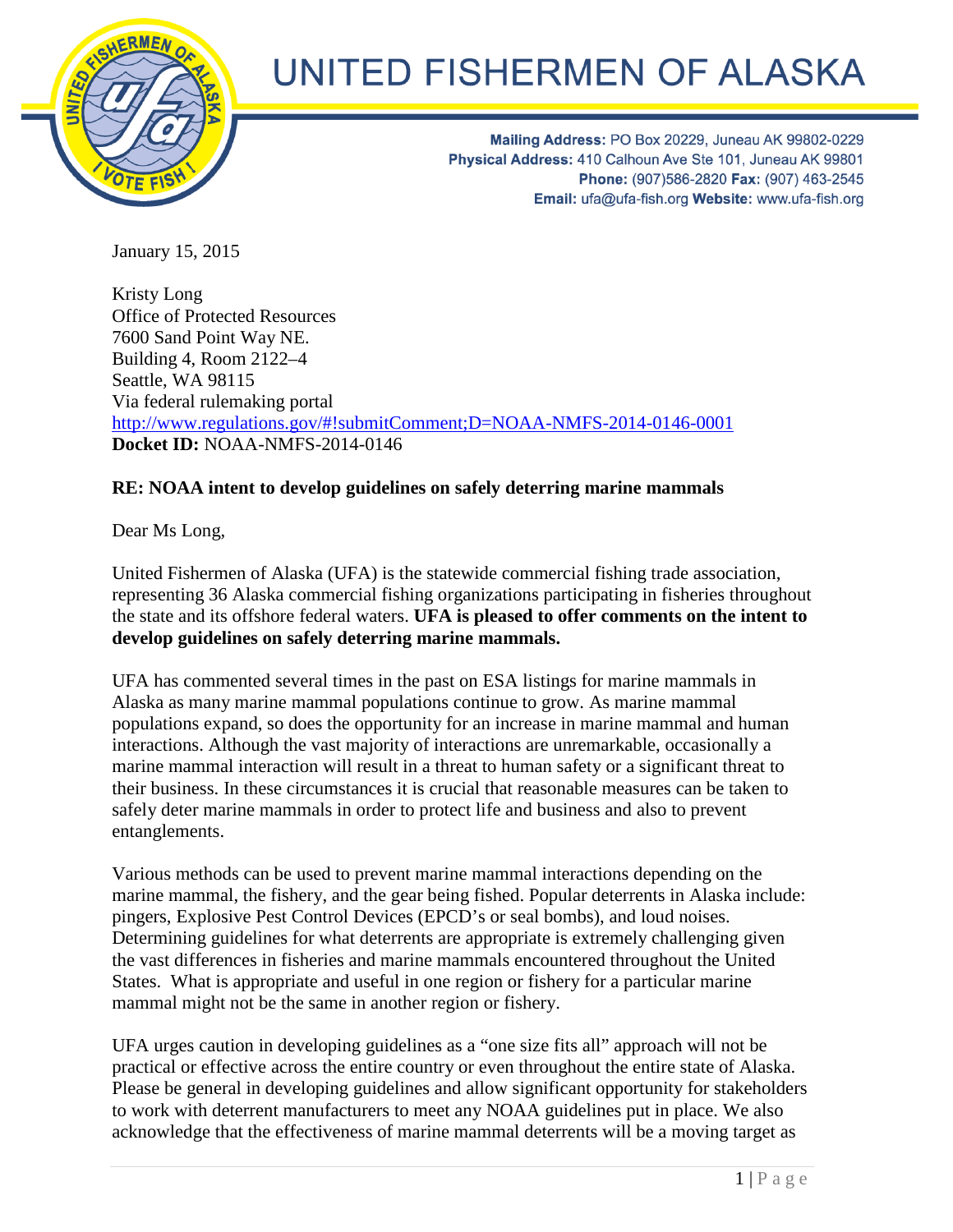# UNITED FISHERMEN OF ALASKA

**Mailing Address:** PO Box 20229, Juneau AK 99802-0229
**Physical Address:** 410 Calhoun Ave Ste 101, Juneau AK 99801
**Phone:** (907)586-2820 **Fax:** (907) 463-2545
**Email:** ufa@ufa-fish.org **Website:** www.ufa-fish.org

January 15, 2015

Kristy Long
Office of Protected Resources
7600 Sand Point Way NE.
Building 4, Room 2122–4
Seattle, WA 98115
Via federal rulemaking portal
http://www.regulations.gov/#!submitComment;D=NOAA-NMFS-2014-0146-0001
**Docket ID:** NOAA-NMFS-2014-0146

**RE: NOAA intent to develop guidelines on safely deterring marine mammals**

Dear Ms Long,

United Fishermen of Alaska (UFA) is the statewide commercial fishing trade association, representing 36 Alaska commercial fishing organizations participating in fisheries throughout the state and its offshore federal waters. **UFA is pleased to offer comments on the intent to develop guidelines on safely deterring marine mammals.**

UFA has commented several times in the past on ESA listings for marine mammals in Alaska as many marine mammal populations continue to grow. As marine mammal populations expand, so does the opportunity for an increase in marine mammal and human interactions. Although the vast majority of interactions are unremarkable, occasionally a marine mammal interaction will result in a threat to human safety or a significant threat to their business. In these circumstances it is crucial that reasonable measures can be taken to safely deter marine mammals in order to protect life and business and also to prevent entanglements.

Various methods can be used to prevent marine mammal interactions depending on the marine mammal, the fishery, and the gear being fished. Popular deterrents in Alaska include: pingers, Explosive Pest Control Devices (EPCD's or seal bombs), and loud noises. Determining guidelines for what deterrents are appropriate is extremely challenging given the vast differences in fisheries and marine mammals encountered throughout the United States. What is appropriate and useful in one region or fishery for a particular marine mammal might not be the same in another region or fishery.

UFA urges caution in developing guidelines as a "one size fits all" approach will not be practical or effective across the entire country or even throughout the entire state of Alaska. Please be general in developing guidelines and allow significant opportunity for stakeholders to work with deterrent manufacturers to meet any NOAA guidelines put in place. We also acknowledge that the effectiveness of marine mammal deterrents will be a moving target as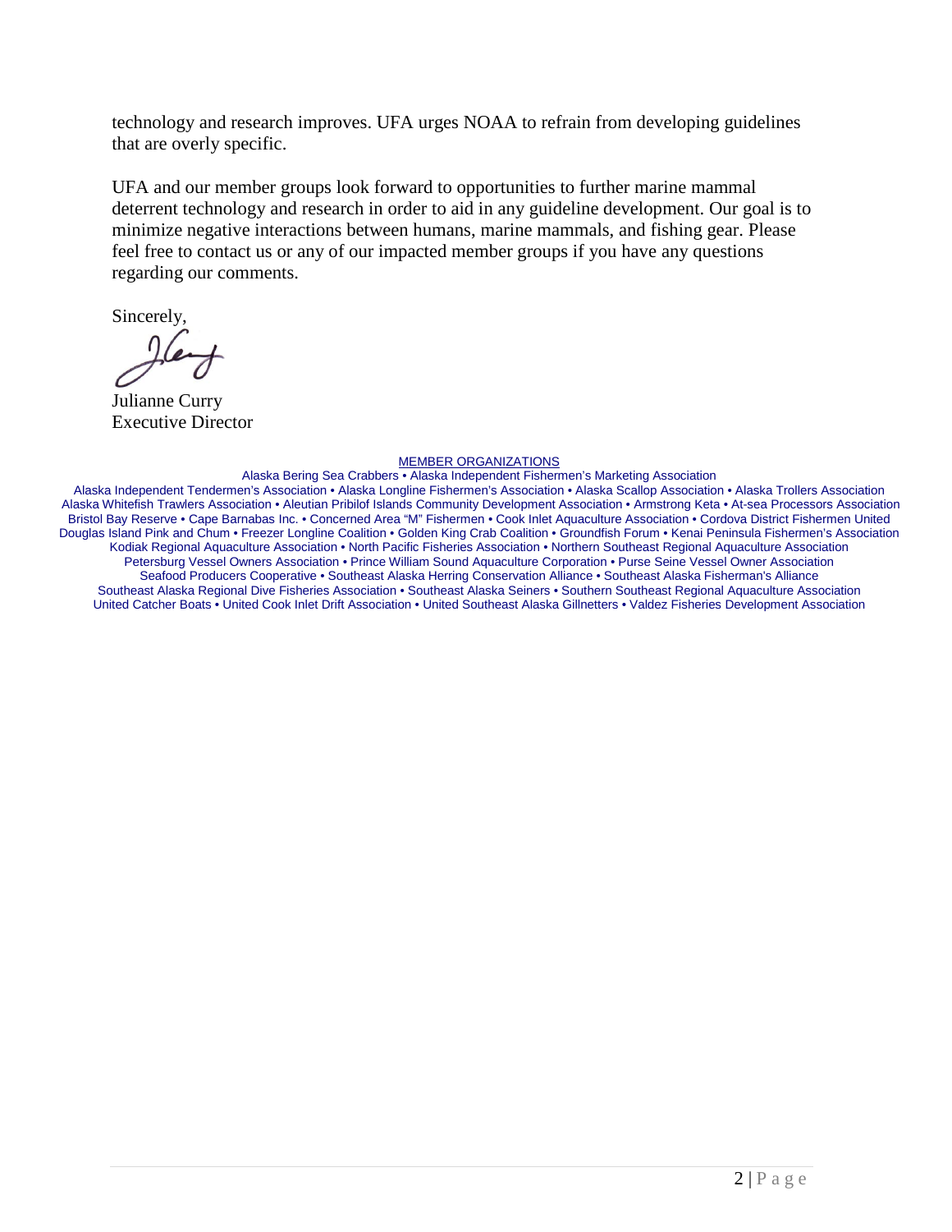technology and research improves. UFA urges NOAA to refrain from developing guidelines that are overly specific.

UFA and our member groups look forward to opportunities to further marine mammal deterrent technology and research in order to aid in any guideline development. Our goal is to minimize negative interactions between humans, marine mammals, and fishing gear. Please feel free to contact us or any of our impacted member groups if you have any questions regarding our comments.

Sincerely,

Julianne Curry
Executive Director

MEMBER ORGANIZATIONS

Alaska Bering Sea Crabbers • Alaska Independent Fishermen's Marketing Association
Alaska Independent Tendermen's Association • Alaska Longline Fishermen's Association • Alaska Scallop Association • Alaska Trollers Association
Alaska Whitefish Trawlers Association • Aleutian Pribilof Islands Community Development Association • Armstrong Keta • At-sea Processors Association
Bristol Bay Reserve • Cape Barnabas Inc. • Concerned Area "M" Fishermen • Cook Inlet Aquaculture Association • Cordova District Fishermen United
Douglas Island Pink and Chum • Freezer Longline Coalition • Golden King Crab Coalition • Groundfish Forum • Kenai Peninsula Fishermen's Association
Kodiak Regional Aquaculture Association • North Pacific Fisheries Association • Northern Southeast Regional Aquaculture Association
Petersburg Vessel Owners Association • Prince William Sound Aquaculture Corporation • Purse Seine Vessel Owner Association
Seafood Producers Cooperative • Southeast Alaska Herring Conservation Alliance • Southeast Alaska Fisherman's Alliance
Southeast Alaska Regional Dive Fisheries Association • Southeast Alaska Seiners • Southern Southeast Regional Aquaculture Association
United Catcher Boats • United Cook Inlet Drift Association • United Southeast Alaska Gillnetters • Valdez Fisheries Development Association